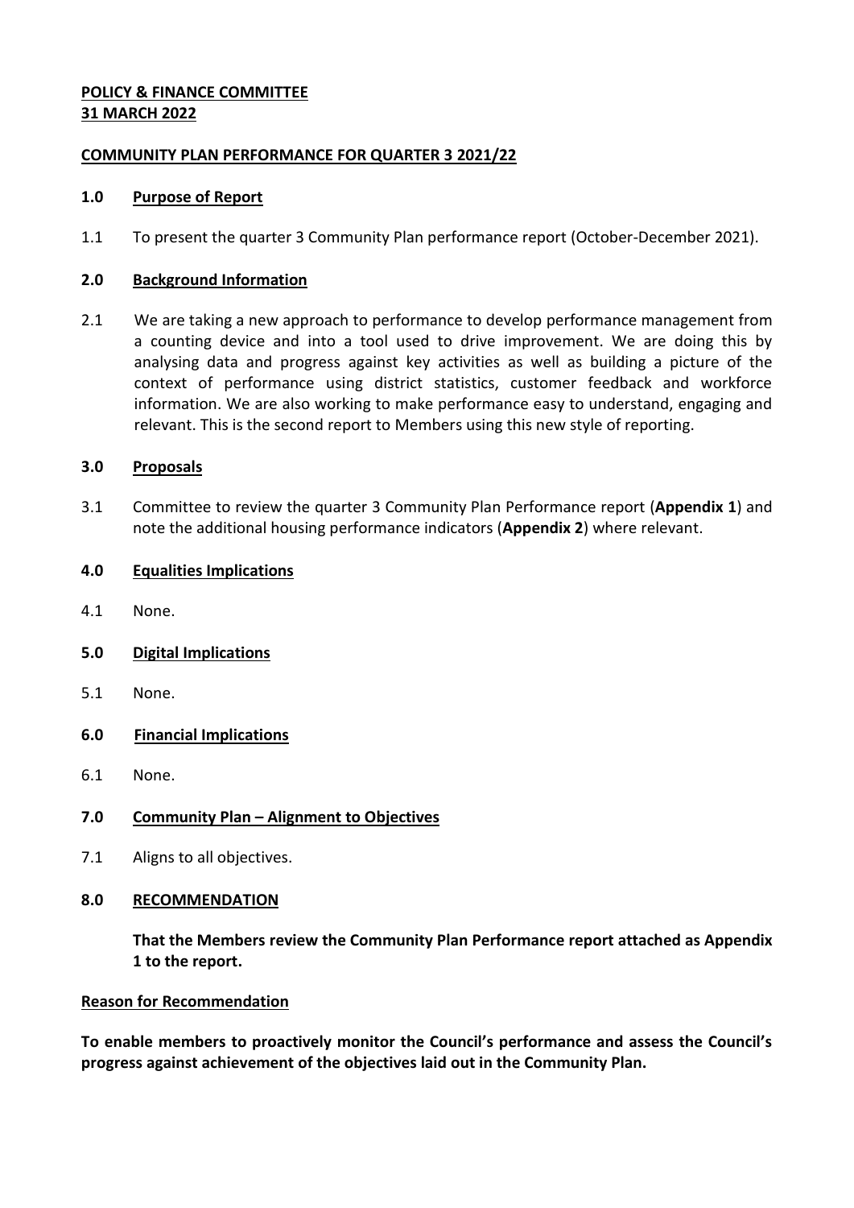**POLICY & FINANCE COMMITTEE**
**31 MARCH 2022**

**COMMUNITY PLAN PERFORMANCE FOR QUARTER 3 2021/22**

## 1.0 Purpose of Report

1.1 To present the quarter 3 Community Plan performance report (October-December 2021).

## 2.0 Background Information

2.1 We are taking a new approach to performance to develop performance management from a counting device and into a tool used to drive improvement. We are doing this by analysing data and progress against key activities as well as building a picture of the context of performance using district statistics, customer feedback and workforce information. We are also working to make performance easy to understand, engaging and relevant. This is the second report to Members using this new style of reporting.

## 3.0 Proposals

3.1 Committee to review the quarter 3 Community Plan Performance report (**Appendix 1**) and note the additional housing performance indicators (**Appendix 2**) where relevant.

## 4.0 Equalities Implications

4.1 None.

## 5.0 Digital Implications

5.1 None.

## 6.0 Financial Implications

6.1 None.

## 7.0 Community Plan – Alignment to Objectives

7.1 Aligns to all objectives.

## 8.0 RECOMMENDATION

**That the Members review the Community Plan Performance report attached as Appendix 1 to the report.**

**Reason for Recommendation**

**To enable members to proactively monitor the Council's performance and assess the Council's progress against achievement of the objectives laid out in the Community Plan.**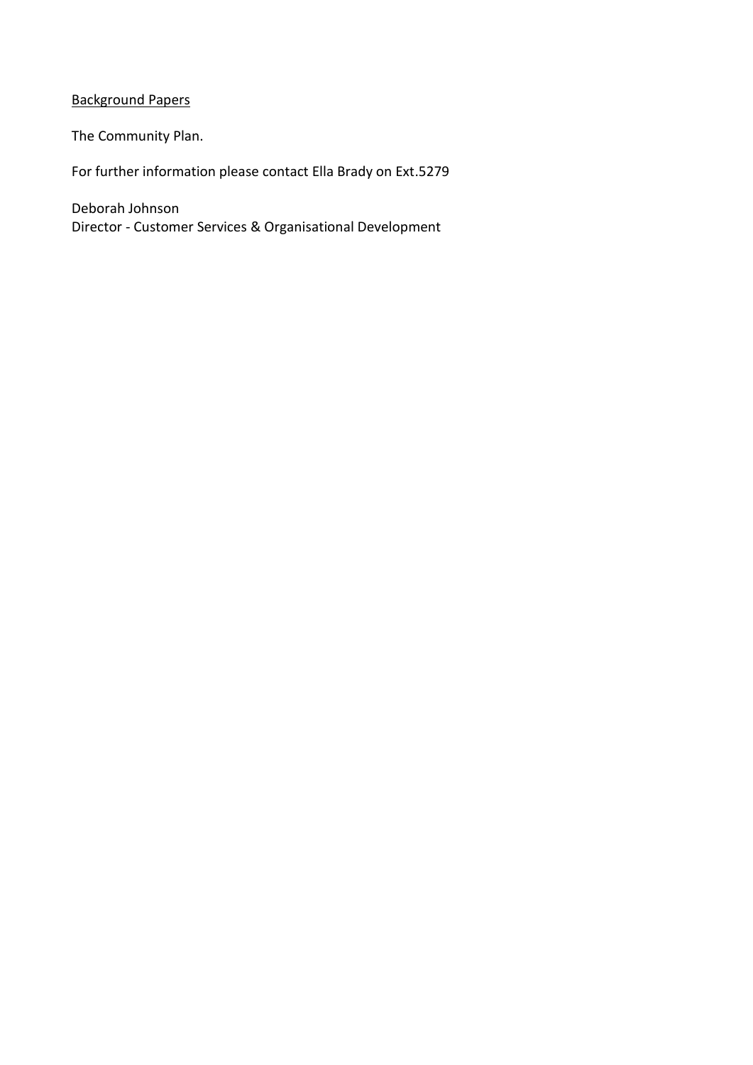<u>Background Papers</u>

The Community Plan.

For further information please contact Ella Brady on Ext.5279

Deborah Johnson
Director - Customer Services & Organisational Development